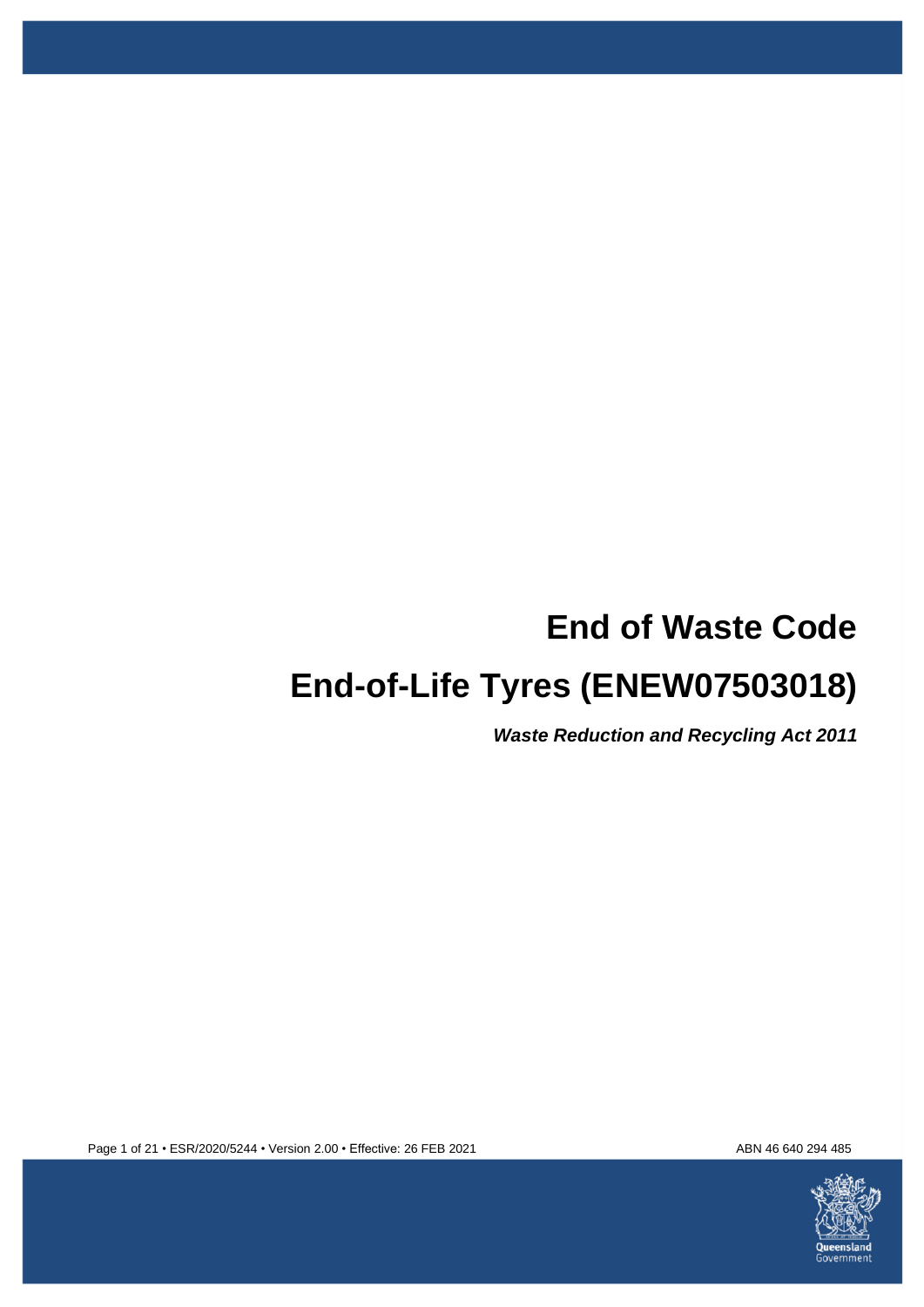# End of Waste Code

# End-of-Life Tyres (ENEW07503018)

***Waste Reduction and Recycling Act 2011***

ESR/2020/5244 • Version 2.00 • Effective: 26 FEB 2021

ABN 46 640 294 485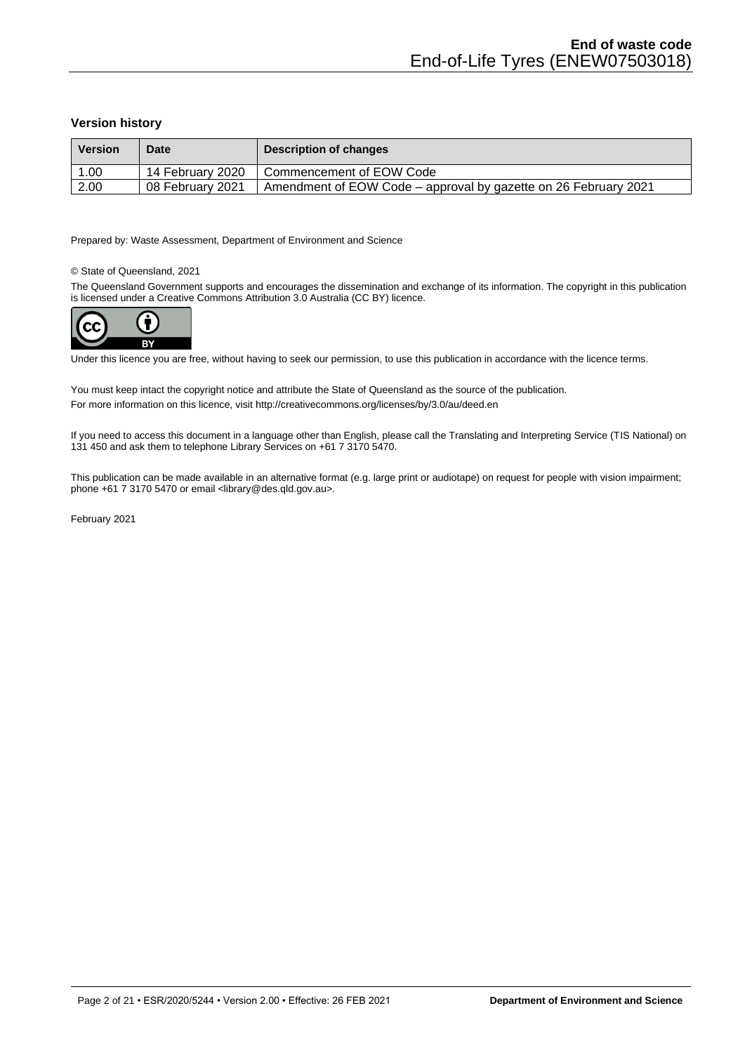### Version history

| Version | Date | Description of changes |
|---|---|---|
| 1.00 | 14 February 2020 | Commencement of EOW Code |
| 2.00 | 08 February 2021 | Amendment of EOW Code – approval by gazette on 26 February 2021 |

Prepared by: Waste Assessment, Department of Environment and Science

© State of Queensland, 2021

The Queensland Government supports and encourages the dissemination and exchange of its information. The copyright in this publication is licensed under a Creative Commons Attribution 3.0 Australia (CC BY) licence.

Under this licence you are free, without having to seek our permission, to use this publication in accordance with the licence terms.

You must keep intact the copyright notice and attribute the State of Queensland as the source of the publication.

For more information on this licence, visit http://creativecommons.org/licenses/by/3.0/au/deed.en

If you need to access this document in a language other than English, please call the Translating and Interpreting Service (TIS National) on 131 450 and ask them to telephone Library Services on +61 7 3170 5470.

This publication can be made available in an alternative format (e.g. large print or audiotape) on request for people with vision impairment; phone +61 7 3170 5470 or email <library@des.qld.gov.au>.

February 2021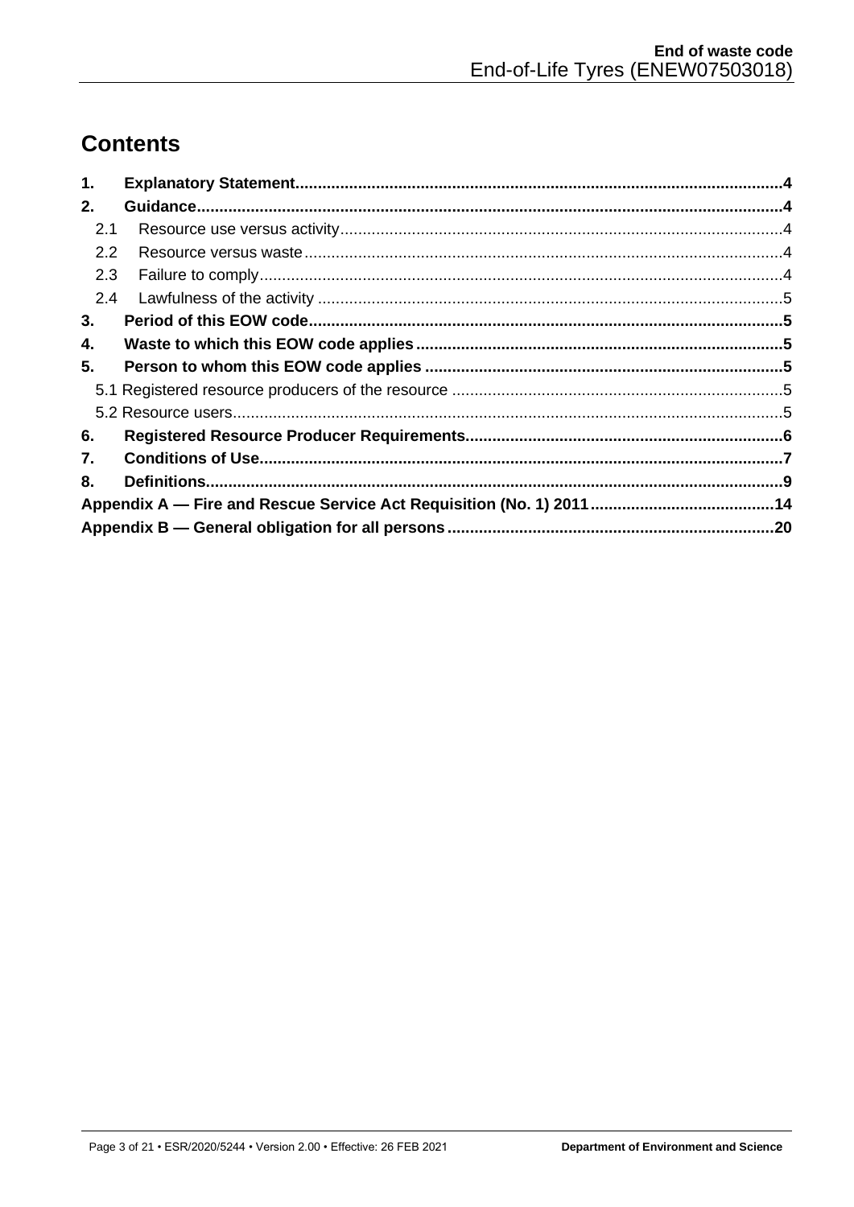# Contents

1. **Explanatory Statement** ........ 4
2. **Guidance** ........ 4
   - 2.1 Resource use versus activity ........ 4
   - 2.2 Resource versus waste ........ 4
   - 2.3 Failure to comply ........ 4
   - 2.4 Lawfulness of the activity ........ 5
3. **Period of this EOW code** ........ 5
4. **Waste to which this EOW code applies** ........ 5
5. **Person to whom this EOW code applies** ........ 5
   - 5.1 Registered resource producers of the resource ........ 5
   - 5.2 Resource users ........ 5
6. **Registered Resource Producer Requirements** ........ 6
7. **Conditions of Use** ........ 7
8. **Definitions** ........ 9

**Appendix A — Fire and Rescue Service Act Requisition (No. 1) 2011** ........ 14

**Appendix B — General obligation for all persons** ........ 20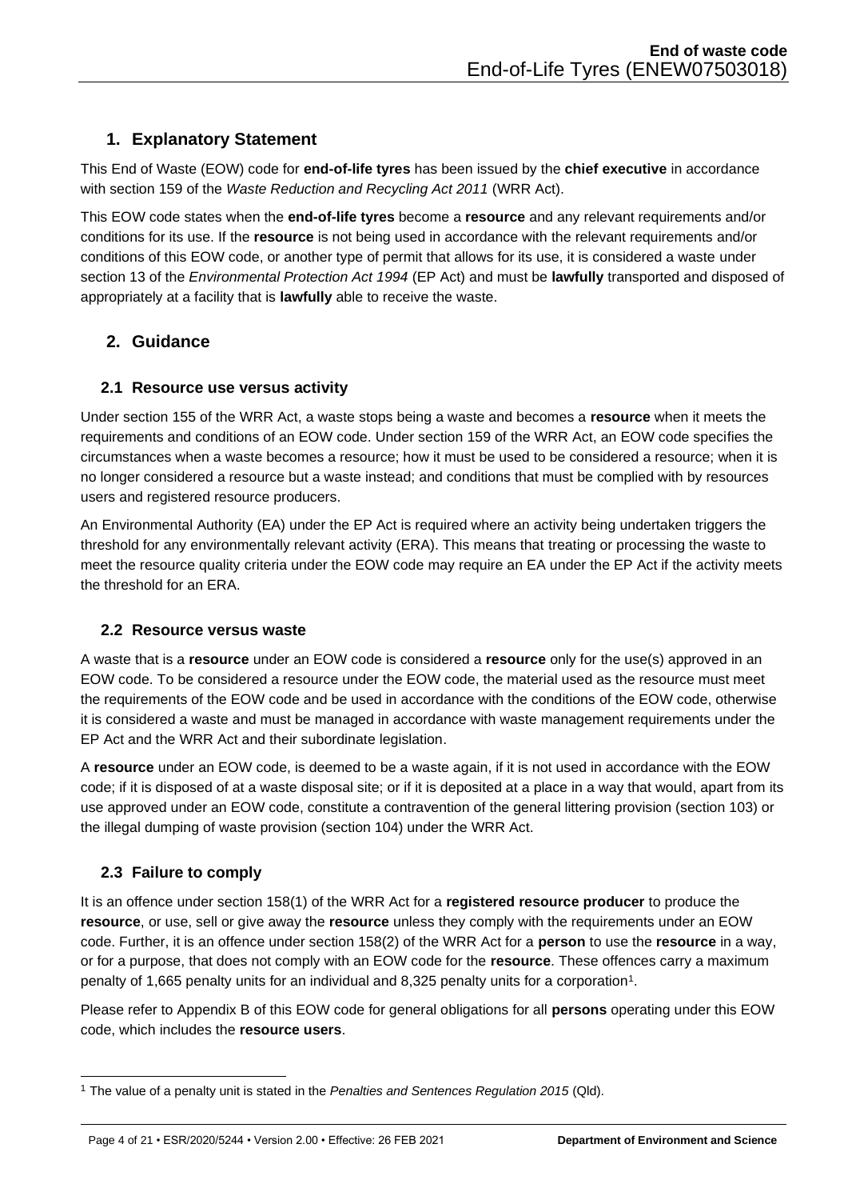## 1. Explanatory Statement

This End of Waste (EOW) code for **end-of-life tyres** has been issued by the **chief executive** in accordance with section 159 of the *Waste Reduction and Recycling Act 2011* (WRR Act).

This EOW code states when the **end-of-life tyres** become a **resource** and any relevant requirements and/or conditions for its use. If the **resource** is not being used in accordance with the relevant requirements and/or conditions of this EOW code, or another type of permit that allows for its use, it is considered a waste under section 13 of the *Environmental Protection Act 1994* (EP Act) and must be **lawfully** transported and disposed of appropriately at a facility that is **lawfully** able to receive the waste.

## 2. Guidance

### 2.1 Resource use versus activity

Under section 155 of the WRR Act, a waste stops being a waste and becomes a **resource** when it meets the requirements and conditions of an EOW code. Under section 159 of the WRR Act, an EOW code specifies the circumstances when a waste becomes a resource; how it must be used to be considered a resource; when it is no longer considered a resource but a waste instead; and conditions that must be complied with by resources users and registered resource producers.

An Environmental Authority (EA) under the EP Act is required where an activity being undertaken triggers the threshold for any environmentally relevant activity (ERA). This means that treating or processing the waste to meet the resource quality criteria under the EOW code may require an EA under the EP Act if the activity meets the threshold for an ERA.

### 2.2 Resource versus waste

A waste that is a **resource** under an EOW code is considered a **resource** only for the use(s) approved in an EOW code. To be considered a resource under the EOW code, the material used as the resource must meet the requirements of the EOW code and be used in accordance with the conditions of the EOW code, otherwise it is considered a waste and must be managed in accordance with waste management requirements under the EP Act and the WRR Act and their subordinate legislation.

A **resource** under an EOW code, is deemed to be a waste again, if it is not used in accordance with the EOW code; if it is disposed of at a waste disposal site; or if it is deposited at a place in a way that would, apart from its use approved under an EOW code, constitute a contravention of the general littering provision (section 103) or the illegal dumping of waste provision (section 104) under the WRR Act.

### 2.3 Failure to comply

It is an offence under section 158(1) of the WRR Act for a **registered resource producer** to produce the **resource**, or use, sell or give away the **resource** unless they comply with the requirements under an EOW code. Further, it is an offence under section 158(2) of the WRR Act for a **person** to use the **resource** in a way, or for a purpose, that does not comply with an EOW code for the **resource**. These offences carry a maximum penalty of 1,665 penalty units for an individual and 8,325 penalty units for a corporation[1].

Please refer to Appendix B of this EOW code for general obligations for all **persons** operating under this EOW code, which includes the **resource users**.

[1] The value of a penalty unit is stated in the *Penalties and Sentences Regulation 2015* (Qld).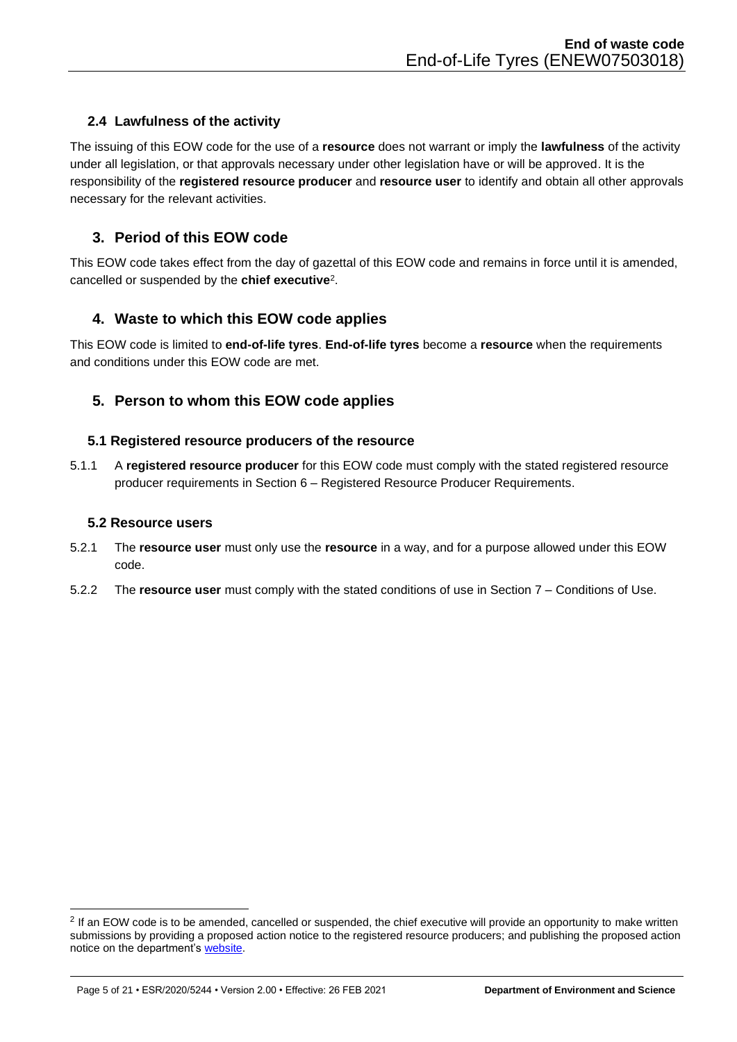### 2.4 Lawfulness of the activity

The issuing of this EOW code for the use of a **resource** does not warrant or imply the **lawfulness** of the activity under all legislation, or that approvals necessary under other legislation have or will be approved. It is the responsibility of the **registered resource producer** and **resource user** to identify and obtain all other approvals necessary for the relevant activities.

## 3. Period of this EOW code

This EOW code takes effect from the day of gazettal of this EOW code and remains in force until it is amended, cancelled or suspended by the **chief executive**[2].

## 4. Waste to which this EOW code applies

This EOW code is limited to **end-of-life tyres**. **End-of-life tyres** become a **resource** when the requirements and conditions under this EOW code are met.

## 5. Person to whom this EOW code applies

### 5.1 Registered resource producers of the resource

5.1.1 A **registered resource producer** for this EOW code must comply with the stated registered resource producer requirements in Section 6 – Registered Resource Producer Requirements.

### 5.2 Resource users

5.2.1 The **resource user** must only use the **resource** in a way, and for a purpose allowed under this EOW code.

5.2.2 The **resource user** must comply with the stated conditions of use in Section 7 – Conditions of Use.

---

[2] If an EOW code is to be amended, cancelled or suspended, the chief executive will provide an opportunity to make written submissions by providing a proposed action notice to the registered resource producers; and publishing the proposed action notice on the department's website.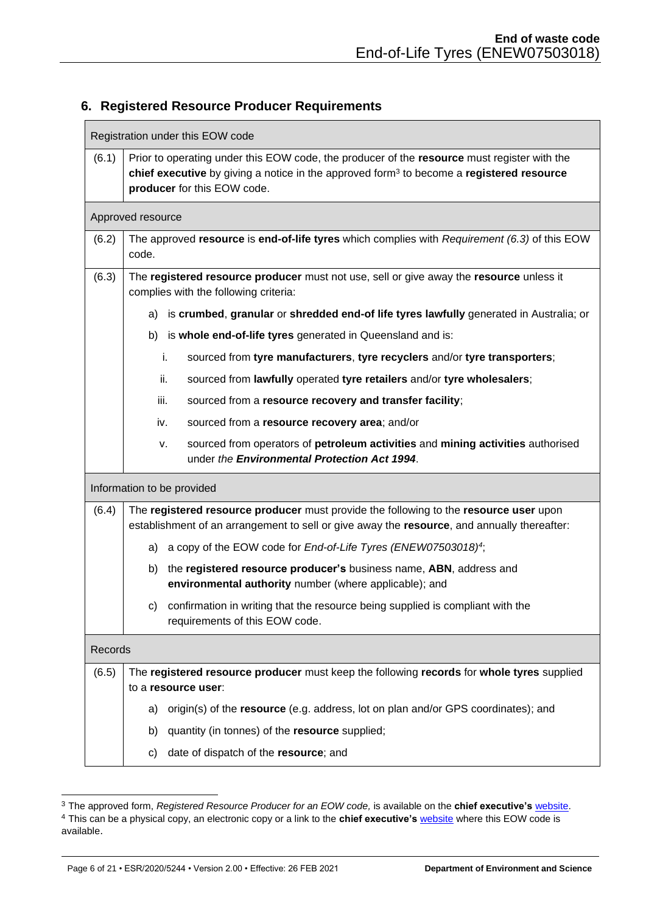## 6. Registered Resource Producer Requirements

| | |
|---|---|
| Registration under this EOW code | |
| (6.1) | Prior to operating under this EOW code, the producer of the **resource** must register with the **chief executive** by giving a notice in the approved form[3] to become a **registered resource producer** for this EOW code. |
| Approved resource | |
| (6.2) | The approved **resource** is **end-of-life tyres** which complies with *Requirement (6.3)* of this EOW code. |
| (6.3) | The **registered resource producer** must not use, sell or give away the **resource** unless it complies with the following criteria:<br>a) is **crumbed**, **granular** or **shredded end-of life tyres lawfully** generated in Australia; or<br>b) is **whole end-of-life tyres** generated in Queensland and is:<br>i. sourced from **tyre manufacturers**, **tyre recyclers** and/or **tyre transporters**;<br>ii. sourced from **lawfully** operated **tyre retailers** and/or **tyre wholesalers**;<br>iii. sourced from a **resource recovery and transfer facility**;<br>iv. sourced from a **resource recovery area**; and/or<br>v. sourced from operators of **petroleum activities** and **mining activities** authorised under *the **Environmental Protection Act 1994***. |
| Information to be provided | |
| (6.4) | The **registered resource producer** must provide the following to the **resource user** upon establishment of an arrangement to sell or give away the **resource**, and annually thereafter:<br>a) a copy of the EOW code for *End-of-Life Tyres (ENEW07503018)*[4];<br>b) the **registered resource producer's** business name, **ABN**, address and **environmental authority** number (where applicable); and<br>c) confirmation in writing that the resource being supplied is compliant with the requirements of this EOW code. |
| Records | |
| (6.5) | The **registered resource producer** must keep the following **records** for **whole tyres** supplied to a **resource user**:<br>a) origin(s) of the **resource** (e.g. address, lot on plan and/or GPS coordinates); and<br>b) quantity (in tonnes) of the **resource** supplied;<br>c) date of dispatch of the **resource**; and |

[3] The approved form, *Registered Resource Producer for an EOW code,* is available on the **chief executive's** website.

[4] This can be a physical copy, an electronic copy or a link to the **chief executive's** website where this EOW code is available.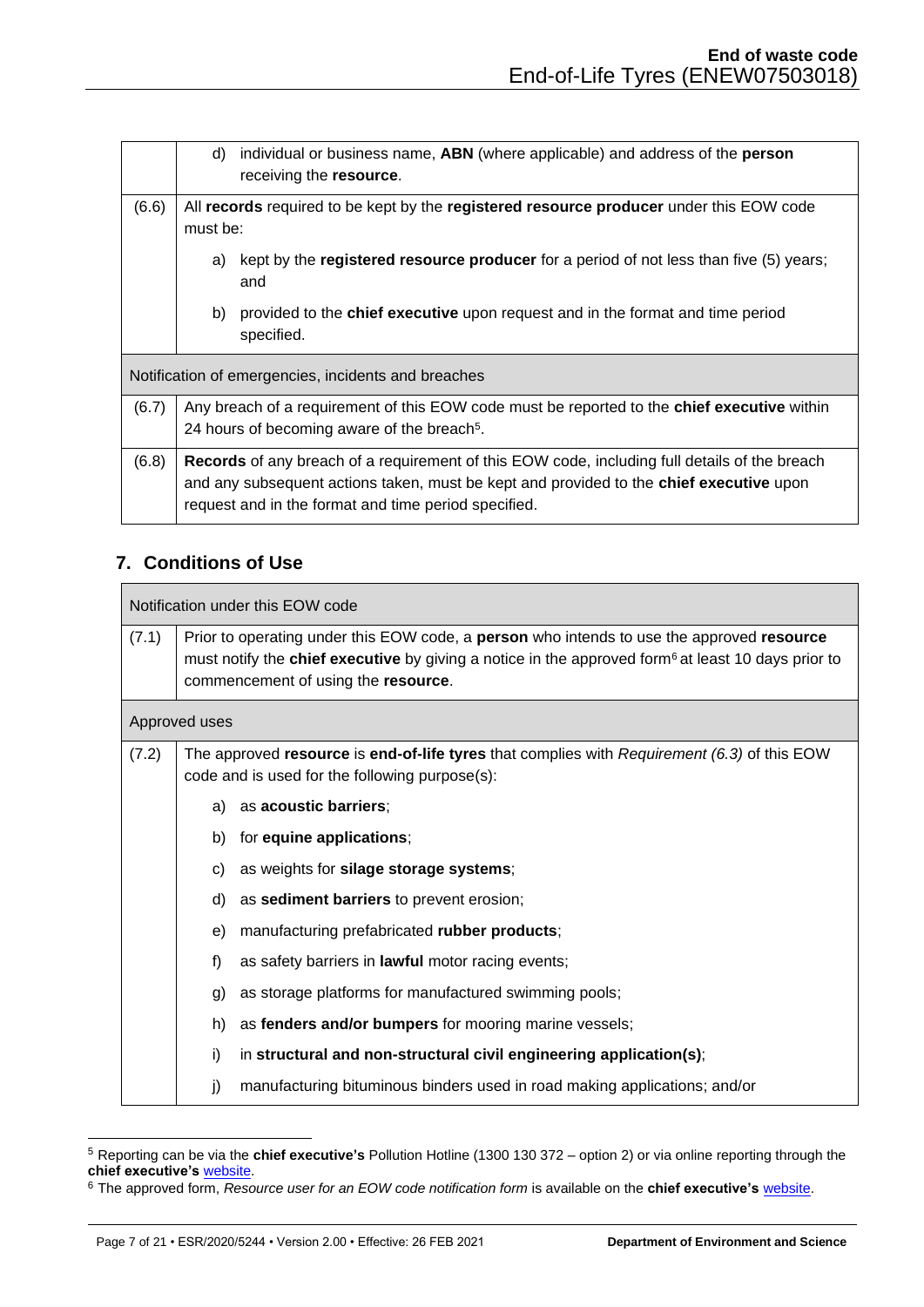| | |
|---|---|
| | d) individual or business name, **ABN** (where applicable) and address of the **person** receiving the **resource**. |
| (6.6) | All **records** required to be kept by the **registered resource producer** under this EOW code must be:<br>a) kept by the **registered resource producer** for a period of not less than five (5) years; and<br>b) provided to the **chief executive** upon request and in the format and time period specified. |
| Notification of emergencies, incidents and breaches | |
| (6.7) | Any breach of a requirement of this EOW code must be reported to the **chief executive** within 24 hours of becoming aware of the breach[5]. |
| (6.8) | **Records** of any breach of a requirement of this EOW code, including full details of the breach and any subsequent actions taken, must be kept and provided to the **chief executive** upon request and in the format and time period specified. |

## 7. Conditions of Use

| | |
|---|---|
| Notification under this EOW code | |
| (7.1) | Prior to operating under this EOW code, a **person** who intends to use the approved **resource** must notify the **chief executive** by giving a notice in the approved form[6] at least 10 days prior to commencement of using the **resource**. |
| Approved uses | |
| (7.2) | The approved **resource** is **end-of-life tyres** that complies with *Requirement (6.3)* of this EOW code and is used for the following purpose(s):<br>a) as **acoustic barriers**;<br>b) for **equine applications**;<br>c) as weights for **silage storage systems**;<br>d) as **sediment barriers** to prevent erosion;<br>e) manufacturing prefabricated **rubber products**;<br>f) as safety barriers in **lawful** motor racing events;<br>g) as storage platforms for manufactured swimming pools;<br>h) as **fenders and/or bumpers** for mooring marine vessels;<br>i) in **structural and non-structural civil engineering application(s)**;<br>j) manufacturing bituminous binders used in road making applications; and/or |

[5] Reporting can be via the **chief executive's** Pollution Hotline (1300 130 372 – option 2) or via online reporting through the **chief executive's** website.

[6] The approved form, *Resource user for an EOW code notification form* is available on the **chief executive's** website.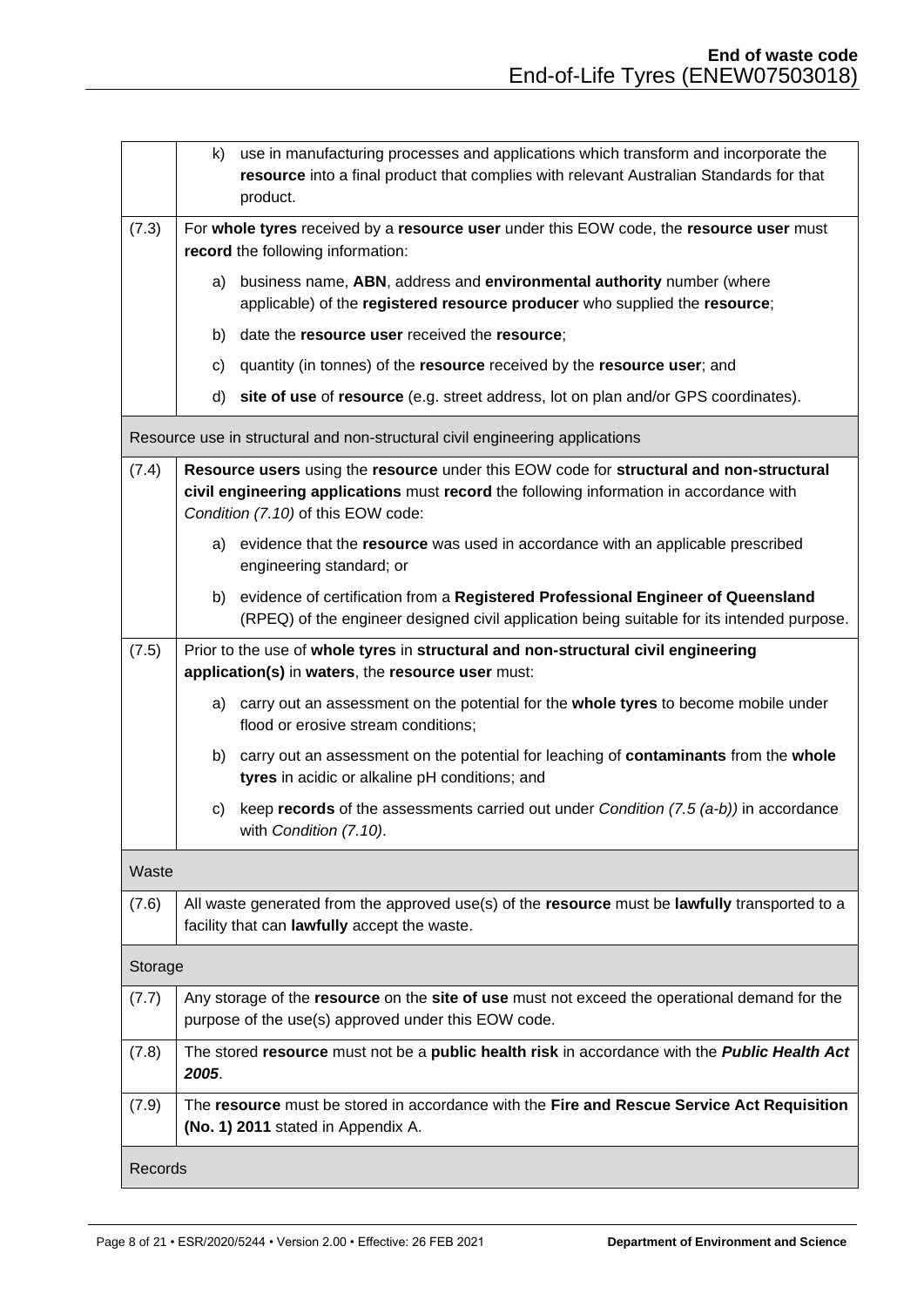| | |
|---|---|
| | k) use in manufacturing processes and applications which transform and incorporate the **resource** into a final product that complies with relevant Australian Standards for that product. |
| (7.3) | For **whole tyres** received by a **resource user** under this EOW code, the **resource user** must **record** the following information:<br>a) business name, **ABN**, address and **environmental authority** number (where applicable) of the **registered resource producer** who supplied the **resource**;<br>b) date the **resource user** received the **resource**;<br>c) quantity (in tonnes) of the **resource** received by the **resource user**; and<br>d) **site of use** of **resource** (e.g. street address, lot on plan and/or GPS coordinates). |
| Resource use in structural and non-structural civil engineering applications | |
| (7.4) | **Resource users** using the **resource** under this EOW code for **structural and non-structural civil engineering applications** must **record** the following information in accordance with *Condition (7.10)* of this EOW code:<br>a) evidence that the **resource** was used in accordance with an applicable prescribed engineering standard; or<br>b) evidence of certification from a **Registered Professional Engineer of Queensland** (RPEQ) of the engineer designed civil application being suitable for its intended purpose. |
| (7.5) | Prior to the use of **whole tyres** in **structural and non-structural civil engineering application(s)** in **waters**, the **resource user** must:<br>a) carry out an assessment on the potential for the **whole tyres** to become mobile under flood or erosive stream conditions;<br>b) carry out an assessment on the potential for leaching of **contaminants** from the **whole tyres** in acidic or alkaline pH conditions; and<br>c) keep **records** of the assessments carried out under *Condition (7.5 (a-b))* in accordance with *Condition (7.10)*. |
| Waste | |
| (7.6) | All waste generated from the approved use(s) of the **resource** must be **lawfully** transported to a facility that can **lawfully** accept the waste. |
| Storage | |
| (7.7) | Any storage of the **resource** on the **site of use** must not exceed the operational demand for the purpose of the use(s) approved under this EOW code. |
| (7.8) | The stored **resource** must not be a **public health risk** in accordance with the ***Public Health Act 2005***. |
| (7.9) | The **resource** must be stored in accordance with the **Fire and Rescue Service Act Requisition (No. 1) 2011** stated in Appendix A. |
| Records | |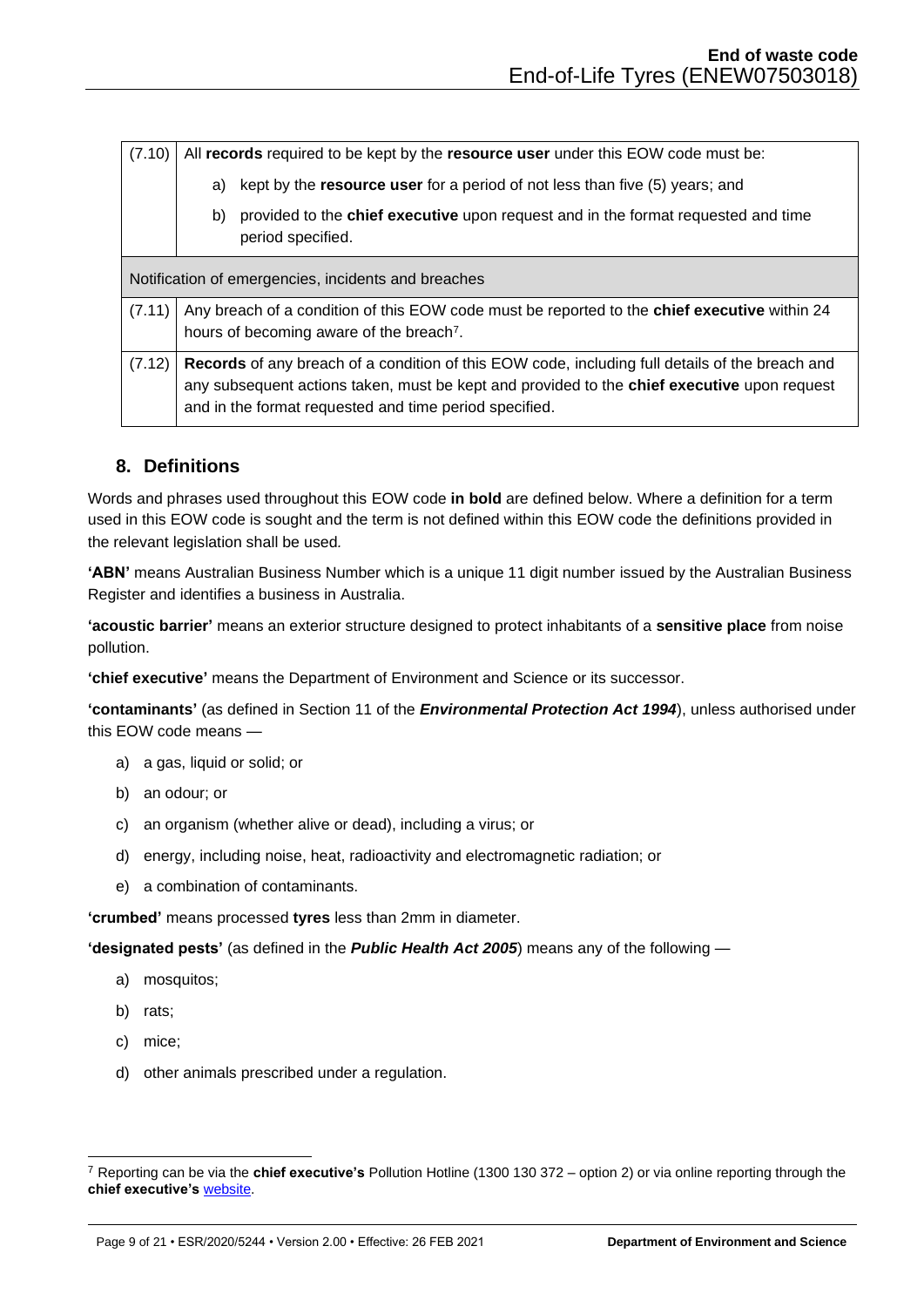| | |
|---|---|
| (7.10) | All **records** required to be kept by the **resource user** under this EOW code must be:<br>a) kept by the **resource user** for a period of not less than five (5) years; and<br>b) provided to the **chief executive** upon request and in the format requested and time period specified. |
| Notification of emergencies, incidents and breaches | |
| (7.11) | Any breach of a condition of this EOW code must be reported to the **chief executive** within 24 hours of becoming aware of the breach[7]. |
| (7.12) | **Records** of any breach of a condition of this EOW code, including full details of the breach and any subsequent actions taken, must be kept and provided to the **chief executive** upon request and in the format requested and time period specified. |

## 8. Definitions

Words and phrases used throughout this EOW code **in bold** are defined below. Where a definition for a term used in this EOW code is sought and the term is not defined within this EOW code the definitions provided in the relevant legislation shall be used.

**'ABN'** means Australian Business Number which is a unique 11 digit number issued by the Australian Business Register and identifies a business in Australia.

**'acoustic barrier'** means an exterior structure designed to protect inhabitants of a **sensitive place** from noise pollution.

**'chief executive'** means the Department of Environment and Science or its successor.

**'contaminants'** (as defined in Section 11 of the ***Environmental Protection Act 1994***), unless authorised under this EOW code means —

a) a gas, liquid or solid; or
b) an odour; or
c) an organism (whether alive or dead), including a virus; or
d) energy, including noise, heat, radioactivity and electromagnetic radiation; or
e) a combination of contaminants.

**'crumbed'** means processed **tyres** less than 2mm in diameter.

**'designated pests'** (as defined in the ***Public Health Act 2005***) means any of the following —

a) mosquitos;
b) rats;
c) mice;
d) other animals prescribed under a regulation.

[7] Reporting can be via the **chief executive's** Pollution Hotline (1300 130 372 – option 2) or via online reporting through the **chief executive's** website.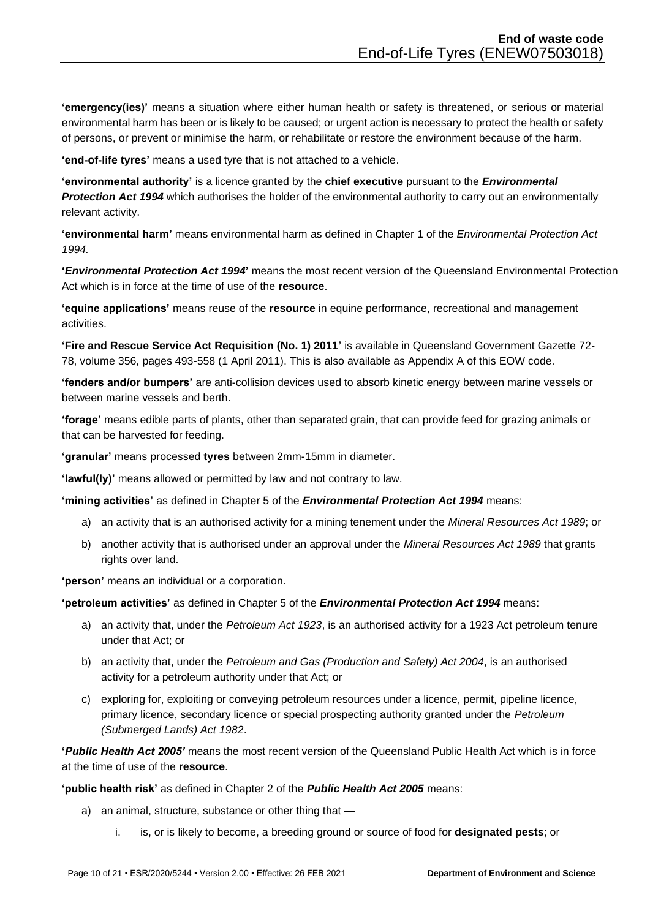**'emergency(ies)'** means a situation where either human health or safety is threatened, or serious or material environmental harm has been or is likely to be caused; or urgent action is necessary to protect the health or safety of persons, or prevent or minimise the harm, or rehabilitate or restore the environment because of the harm.

**'end-of-life tyres'** means a used tyre that is not attached to a vehicle.

**'environmental authority'** is a licence granted by the **chief executive** pursuant to the ***Environmental Protection Act 1994*** which authorises the holder of the environmental authority to carry out an environmentally relevant activity.

**'environmental harm'** means environmental harm as defined in Chapter 1 of the *Environmental Protection Act 1994.*

**'*Environmental Protection Act 1994*'** means the most recent version of the Queensland Environmental Protection Act which is in force at the time of use of the **resource**.

**'equine applications'** means reuse of the **resource** in equine performance, recreational and management activities.

**'Fire and Rescue Service Act Requisition (No. 1) 2011'** is available in Queensland Government Gazette 72-78, volume 356, pages 493-558 (1 April 2011). This is also available as Appendix A of this EOW code.

**'fenders and/or bumpers'** are anti-collision devices used to absorb kinetic energy between marine vessels or between marine vessels and berth.

**'forage'** means edible parts of plants, other than separated grain, that can provide feed for grazing animals or that can be harvested for feeding.

**'granular'** means processed **tyres** between 2mm-15mm in diameter.

**'lawful(ly)'** means allowed or permitted by law and not contrary to law.

**'mining activities'** as defined in Chapter 5 of the ***Environmental Protection Act 1994*** means:

a) an activity that is an authorised activity for a mining tenement under the *Mineral Resources Act 1989*; or

b) another activity that is authorised under an approval under the *Mineral Resources Act 1989* that grants rights over land.

**'person'** means an individual or a corporation.

**'petroleum activities'** as defined in Chapter 5 of the ***Environmental Protection Act 1994*** means:

a) an activity that, under the *Petroleum Act 1923*, is an authorised activity for a 1923 Act petroleum tenure under that Act; or

b) an activity that, under the *Petroleum and Gas (Production and Safety) Act 2004*, is an authorised activity for a petroleum authority under that Act; or

c) exploring for, exploiting or conveying petroleum resources under a licence, permit, pipeline licence, primary licence, secondary licence or special prospecting authority granted under the *Petroleum (Submerged Lands) Act 1982*.

**'*Public Health Act 2005*'** means the most recent version of the Queensland Public Health Act which is in force at the time of use of the **resource**.

**'public health risk'** as defined in Chapter 2 of the ***Public Health Act 2005*** means:

a) an animal, structure, substance or other thing that —

    i. is, or is likely to become, a breeding ground or source of food for **designated pests**; or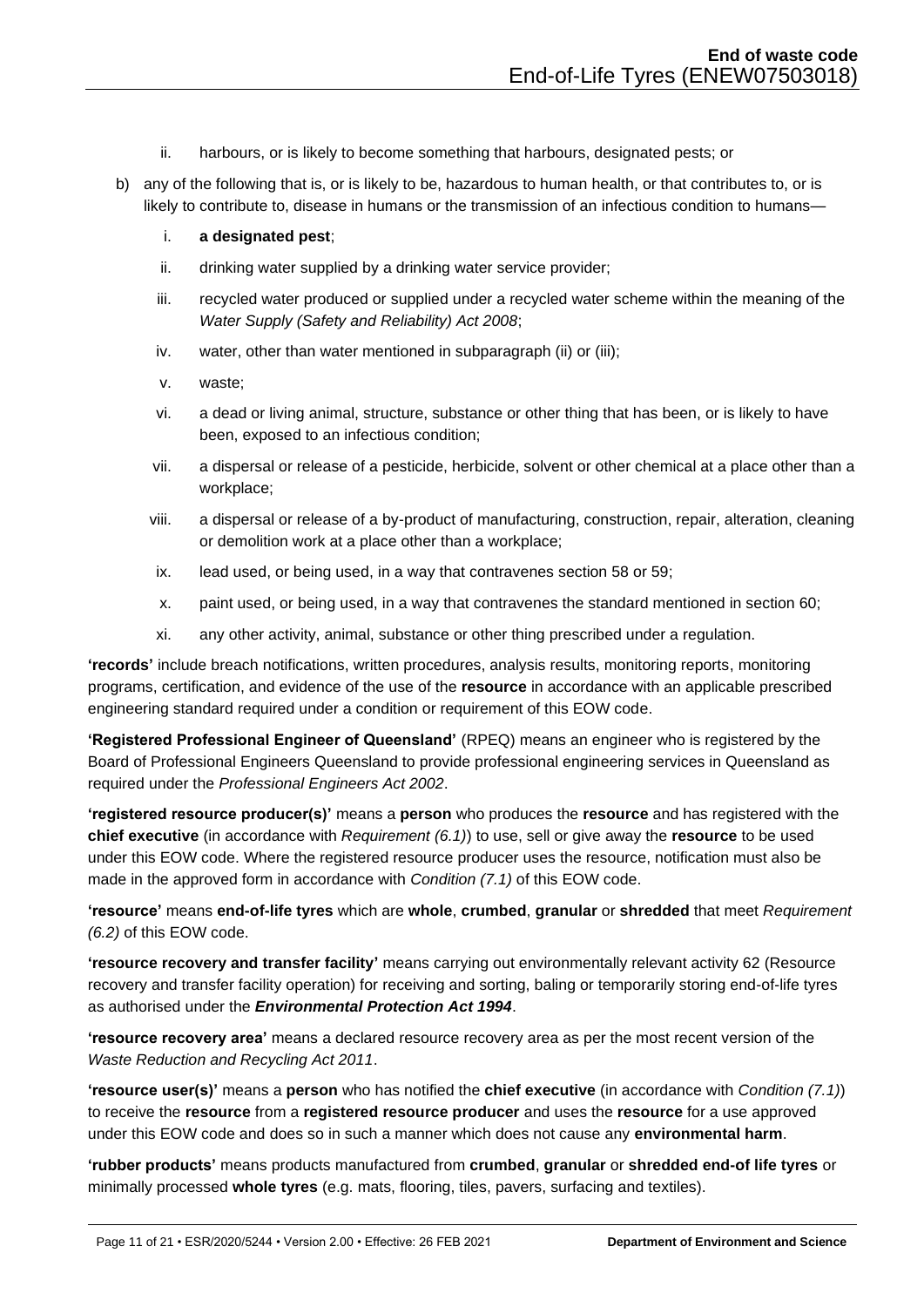ii. harbours, or is likely to become something that harbours, designated pests; or

b) any of the following that is, or is likely to be, hazardous to human health, or that contributes to, or is likely to contribute to, disease in humans or the transmission of an infectious condition to humans—

   i. **a designated pest**;

   ii. drinking water supplied by a drinking water service provider;

   iii. recycled water produced or supplied under a recycled water scheme within the meaning of the *Water Supply (Safety and Reliability) Act 2008*;

   iv. water, other than water mentioned in subparagraph (ii) or (iii);

   v. waste;

   vi. a dead or living animal, structure, substance or other thing that has been, or is likely to have been, exposed to an infectious condition;

   vii. a dispersal or release of a pesticide, herbicide, solvent or other chemical at a place other than a workplace;

   viii. a dispersal or release of a by-product of manufacturing, construction, repair, alteration, cleaning or demolition work at a place other than a workplace;

   ix. lead used, or being used, in a way that contravenes section 58 or 59;

   x. paint used, or being used, in a way that contravenes the standard mentioned in section 60;

   xi. any other activity, animal, substance or other thing prescribed under a regulation.

**'records'** include breach notifications, written procedures, analysis results, monitoring reports, monitoring programs, certification, and evidence of the use of the **resource** in accordance with an applicable prescribed engineering standard required under a condition or requirement of this EOW code.

**'Registered Professional Engineer of Queensland'** (RPEQ) means an engineer who is registered by the Board of Professional Engineers Queensland to provide professional engineering services in Queensland as required under the *Professional Engineers Act 2002*.

**'registered resource producer(s)'** means a **person** who produces the **resource** and has registered with the **chief executive** (in accordance with *Requirement (6.1)*) to use, sell or give away the **resource** to be used under this EOW code. Where the registered resource producer uses the resource, notification must also be made in the approved form in accordance with *Condition (7.1)* of this EOW code.

**'resource'** means **end-of-life tyres** which are **whole**, **crumbed**, **granular** or **shredded** that meet *Requirement (6.2)* of this EOW code.

**'resource recovery and transfer facility'** means carrying out environmentally relevant activity 62 (Resource recovery and transfer facility operation) for receiving and sorting, baling or temporarily storing end-of-life tyres as authorised under the ***Environmental Protection Act 1994***.

**'resource recovery area'** means a declared resource recovery area as per the most recent version of the *Waste Reduction and Recycling Act 2011*.

**'resource user(s)'** means a **person** who has notified the **chief executive** (in accordance with *Condition (7.1)*) to receive the **resource** from a **registered resource producer** and uses the **resource** for a use approved under this EOW code and does so in such a manner which does not cause any **environmental harm**.

**'rubber products'** means products manufactured from **crumbed**, **granular** or **shredded end-of life tyres** or minimally processed **whole tyres** (e.g. mats, flooring, tiles, pavers, surfacing and textiles).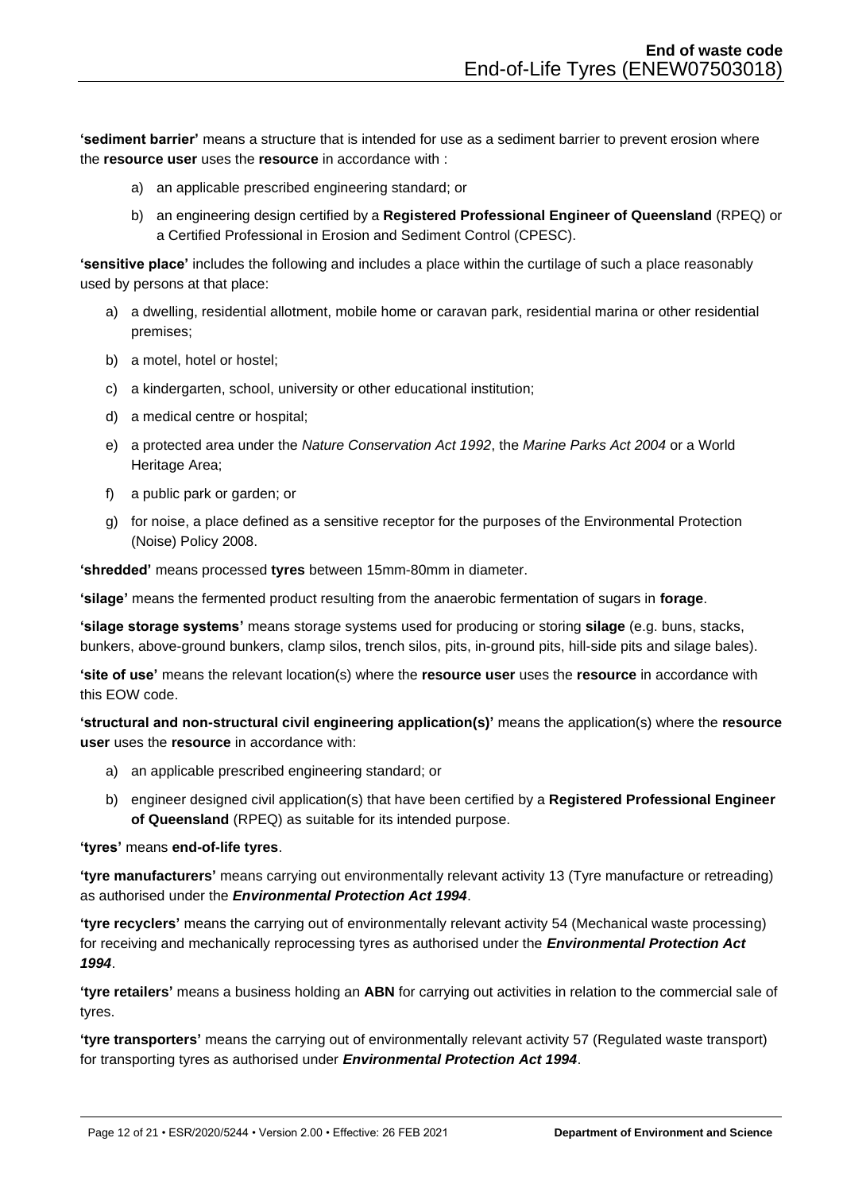**'sediment barrier'** means a structure that is intended for use as a sediment barrier to prevent erosion where the **resource user** uses the **resource** in accordance with :

a) an applicable prescribed engineering standard; or

b) an engineering design certified by a **Registered Professional Engineer of Queensland** (RPEQ) or a Certified Professional in Erosion and Sediment Control (CPESC).

**'sensitive place'** includes the following and includes a place within the curtilage of such a place reasonably used by persons at that place:

a) a dwelling, residential allotment, mobile home or caravan park, residential marina or other residential premises;

b) a motel, hotel or hostel;

c) a kindergarten, school, university or other educational institution;

d) a medical centre or hospital;

e) a protected area under the *Nature Conservation Act 1992*, the *Marine Parks Act 2004* or a World Heritage Area;

f) a public park or garden; or

g) for noise, a place defined as a sensitive receptor for the purposes of the Environmental Protection (Noise) Policy 2008.

**'shredded'** means processed **tyres** between 15mm-80mm in diameter.

**'silage'** means the fermented product resulting from the anaerobic fermentation of sugars in **forage**.

**'silage storage systems'** means storage systems used for producing or storing **silage** (e.g. buns, stacks, bunkers, above-ground bunkers, clamp silos, trench silos, pits, in-ground pits, hill-side pits and silage bales).

**'site of use'** means the relevant location(s) where the **resource user** uses the **resource** in accordance with this EOW code.

**'structural and non-structural civil engineering application(s)'** means the application(s) where the **resource user** uses the **resource** in accordance with:

a) an applicable prescribed engineering standard; or

b) engineer designed civil application(s) that have been certified by a **Registered Professional Engineer of Queensland** (RPEQ) as suitable for its intended purpose.

**'tyres'** means **end-of-life tyres**.

**'tyre manufacturers'** means carrying out environmentally relevant activity 13 (Tyre manufacture or retreading) as authorised under the ***Environmental Protection Act 1994***.

**'tyre recyclers'** means the carrying out of environmentally relevant activity 54 (Mechanical waste processing) for receiving and mechanically reprocessing tyres as authorised under the ***Environmental Protection Act 1994***.

**'tyre retailers'** means a business holding an **ABN** for carrying out activities in relation to the commercial sale of tyres.

**'tyre transporters'** means the carrying out of environmentally relevant activity 57 (Regulated waste transport) for transporting tyres as authorised under ***Environmental Protection Act 1994***.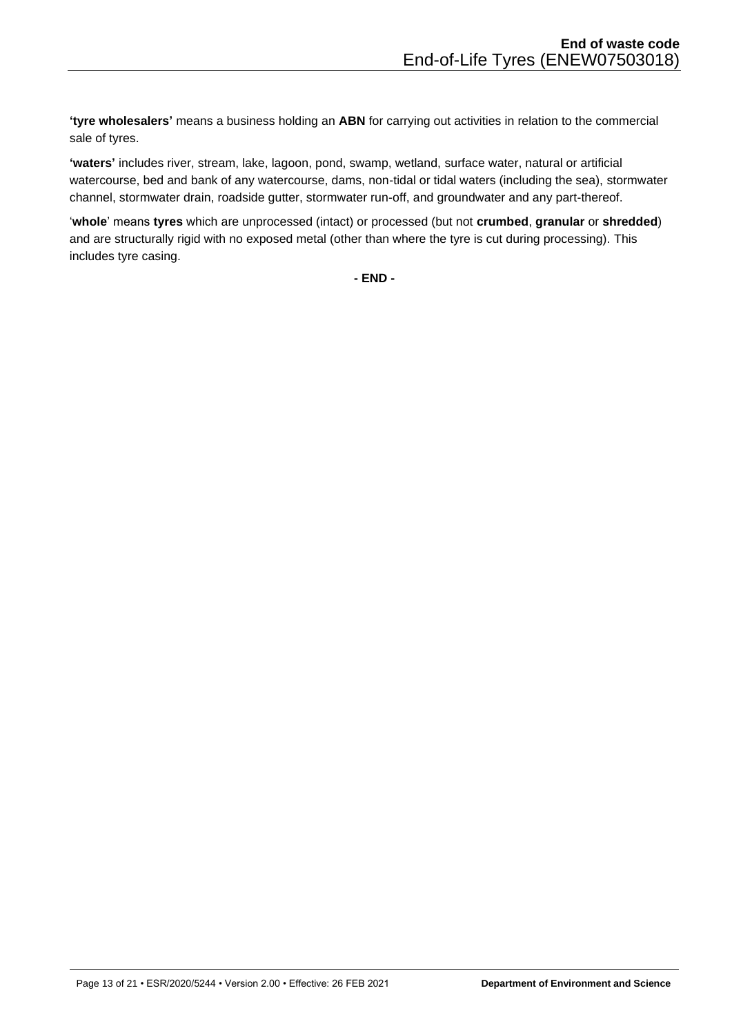**'tyre wholesalers'** means a business holding an **ABN** for carrying out activities in relation to the commercial sale of tyres.

**'waters'** includes river, stream, lake, lagoon, pond, swamp, wetland, surface water, natural or artificial watercourse, bed and bank of any watercourse, dams, non-tidal or tidal waters (including the sea), stormwater channel, stormwater drain, roadside gutter, stormwater run-off, and groundwater and any part-thereof.

'**whole**' means **tyres** which are unprocessed (intact) or processed (but not **crumbed**, **granular** or **shredded**) and are structurally rigid with no exposed metal (other than where the tyre is cut during processing). This includes tyre casing.

**- END -**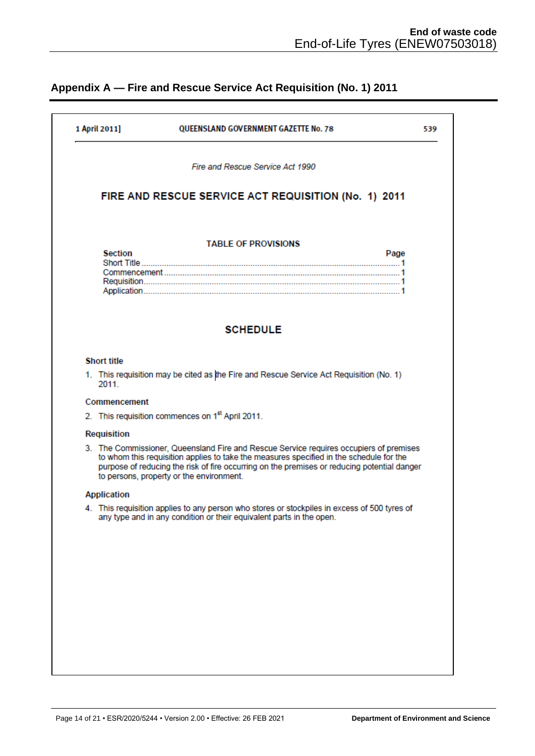## Appendix A — Fire and Rescue Service Act Requisition (No. 1) 2011

1 April 2011] QUEENSLAND GOVERNMENT GAZETTE No. 78 539

*Fire and Rescue Service Act 1990*

### FIRE AND RESCUE SERVICE ACT REQUISITION (No. 1) 2011

TABLE OF PROVISIONS

| Section | Page |
| --- | --- |
| Short Title | 1 |
| Commencement | 1 |
| Requisition | 1 |
| Application | 1 |

### SCHEDULE

**Short title**

1. This requisition may be cited as the Fire and Rescue Service Act Requisition (No. 1) 2011.

**Commencement**

2. This requisition commences on 1st April 2011.

**Requisition**

3. The Commissioner, Queensland Fire and Rescue Service requires occupiers of premises to whom this requisition applies to take the measures specified in the schedule for the purpose of reducing the risk of fire occurring on the premises or reducing potential danger to persons, property or the environment.

**Application**

4. This requisition applies to any person who stores or stockpiles in excess of 500 tyres of any type and in any condition or their equivalent parts in the open.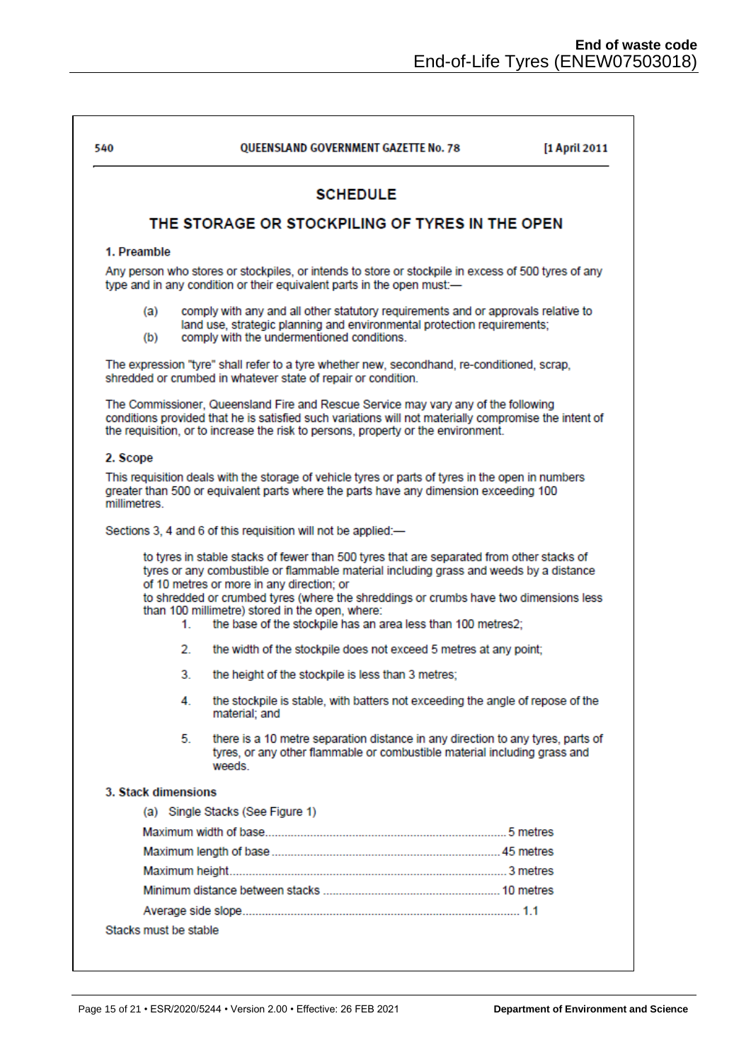## SCHEDULE

## THE STORAGE OR STOCKPILING OF TYRES IN THE OPEN

### 1. Preamble

Any person who stores or stockpiles, or intends to store or stockpile in excess of 500 tyres of any type and in any condition or their equivalent parts in the open must:—

(a) comply with any and all other statutory requirements and or approvals relative to land use, strategic planning and environmental protection requirements;

(b) comply with the undermentioned conditions.

The expression "tyre" shall refer to a tyre whether new, secondhand, re-conditioned, scrap, shredded or crumbed in whatever state of repair or condition.

The Commissioner, Queensland Fire and Rescue Service may vary any of the following conditions provided that he is satisfied such variations will not materially compromise the intent of the requisition, or to increase the risk to persons, property or the environment.

### 2. Scope

This requisition deals with the storage of vehicle tyres or parts of tyres in the open in numbers greater than 500 or equivalent parts where the parts have any dimension exceeding 100 millimetres.

Sections 3, 4 and 6 of this requisition will not be applied:—

to tyres in stable stacks of fewer than 500 tyres that are separated from other stacks of tyres or any combustible or flammable material including grass and weeds by a distance of 10 metres or more in any direction; or

to shredded or crumbed tyres (where the shreddings or crumbs have two dimensions less than 100 millimetre) stored in the open, where:

1. the base of the stockpile has an area less than 100 metres2;
2. the width of the stockpile does not exceed 5 metres at any point;
3. the height of the stockpile is less than 3 metres;
4. the stockpile is stable, with batters not exceeding the angle of repose of the material; and
5. there is a 10 metre separation distance in any direction to any tyres, parts of tyres, or any other flammable or combustible material including grass and weeds.

### 3. Stack dimensions

(a) Single Stacks (See Figure 1)

| | |
|---|---|
| Maximum width of base | 5 metres |
| Maximum length of base | 45 metres |
| Maximum height | 3 metres |
| Minimum distance between stacks | 10 metres |
| Average side slope | 1.1 |

Stacks must be stable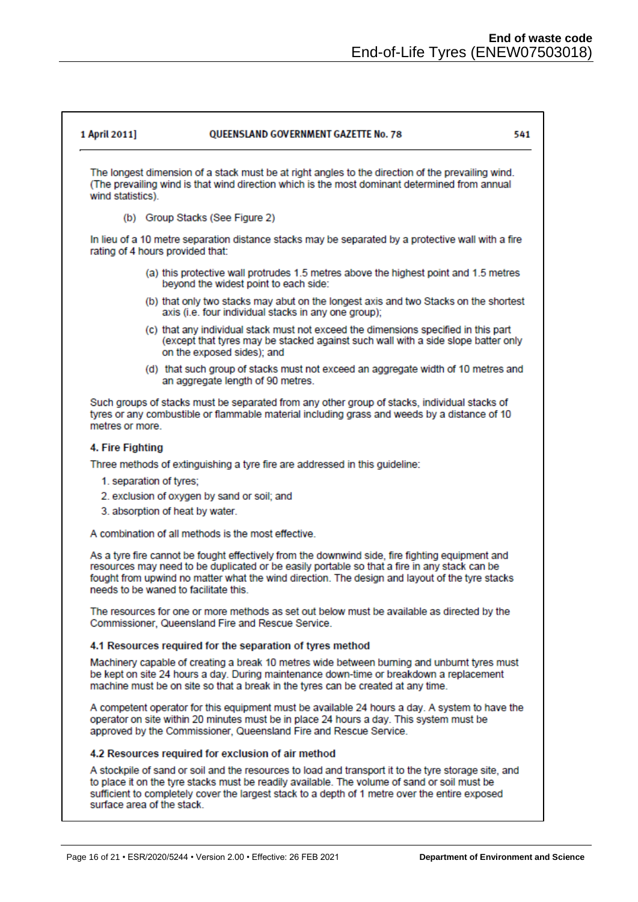The longest dimension of a stack must be at right angles to the direction of the prevailing wind. (The prevailing wind is that wind direction which is the most dominant determined from annual wind statistics).

(b) Group Stacks (See Figure 2)

In lieu of a 10 metre separation distance stacks may be separated by a protective wall with a fire rating of 4 hours provided that:

(a) this protective wall protrudes 1.5 metres above the highest point and 1.5 metres beyond the widest point to each side:

(b) that only two stacks may abut on the longest axis and two Stacks on the shortest axis (i.e. four individual stacks in any one group);

(c) that any individual stack must not exceed the dimensions specified in this part (except that tyres may be stacked against such wall with a side slope batter only on the exposed sides); and

(d) that such group of stacks must not exceed an aggregate width of 10 metres and an aggregate length of 90 metres.

Such groups of stacks must be separated from any other group of stacks, individual stacks of tyres or any combustible or flammable material including grass and weeds by a distance of 10 metres or more.

**4. Fire Fighting**

Three methods of extinguishing a tyre fire are addressed in this guideline:

1. separation of tyres;
2. exclusion of oxygen by sand or soil; and
3. absorption of heat by water.

A combination of all methods is the most effective.

As a tyre fire cannot be fought effectively from the downwind side, fire fighting equipment and resources may need to be duplicated or be easily portable so that a fire in any stack can be fought from upwind no matter what the wind direction. The design and layout of the tyre stacks needs to be waned to facilitate this.

The resources for one or more methods as set out below must be available as directed by the Commissioner, Queensland Fire and Rescue Service.

**4.1 Resources required for the separation of tyres method**

Machinery capable of creating a break 10 metres wide between burning and unburnt tyres must be kept on site 24 hours a day. During maintenance down-time or breakdown a replacement machine must be on site so that a break in the tyres can be created at any time.

A competent operator for this equipment must be available 24 hours a day. A system to have the operator on site within 20 minutes must be in place 24 hours a day. This system must be approved by the Commissioner, Queensland Fire and Rescue Service.

**4.2 Resources required for exclusion of air method**

A stockpile of sand or soil and the resources to load and transport it to the tyre storage site, and to place it on the tyre stacks must be readily available. The volume of sand or soil must be sufficient to completely cover the largest stack to a depth of 1 metre over the entire exposed surface area of the stack.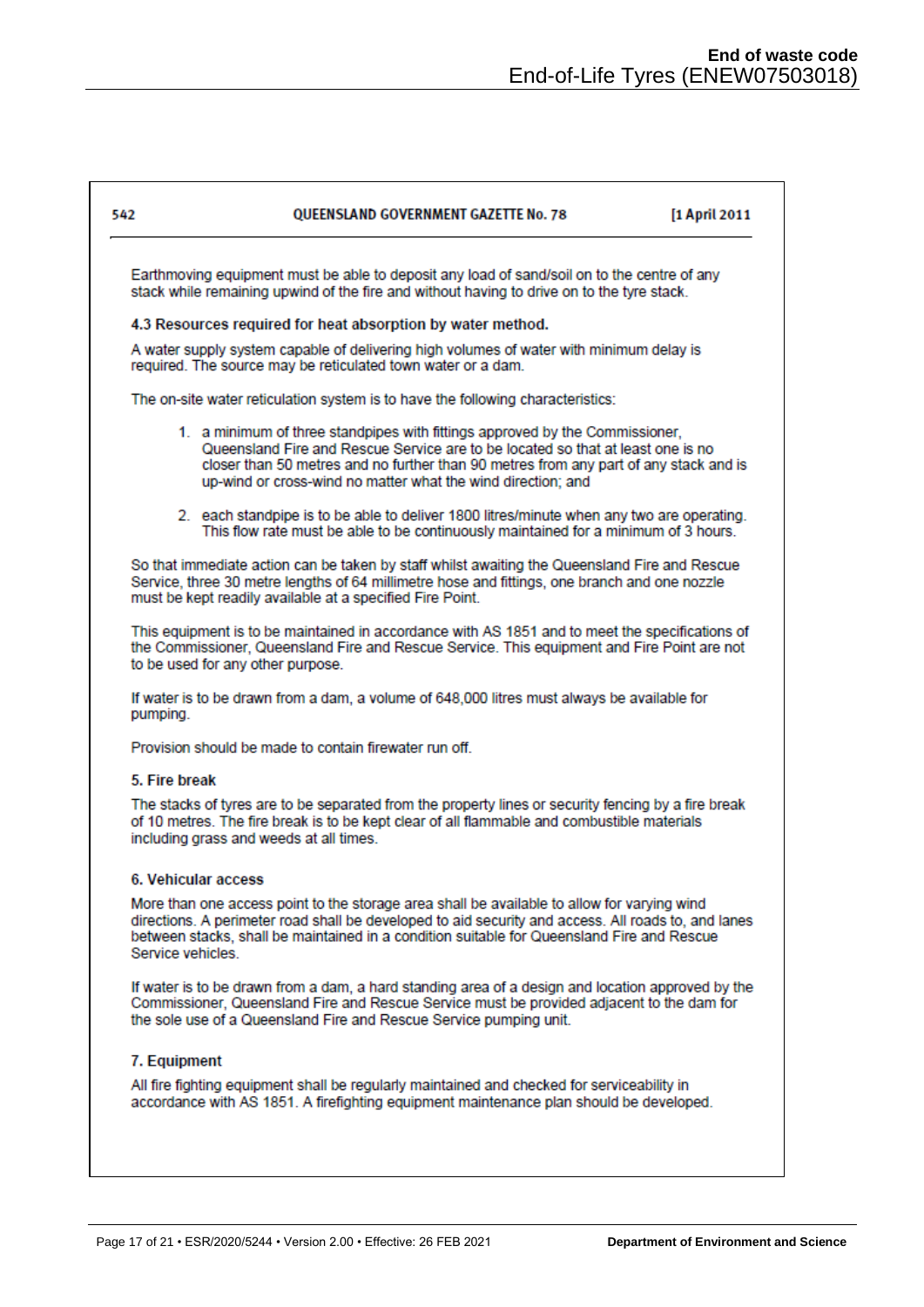Earthmoving equipment must be able to deposit any load of sand/soil on to the centre of any stack while remaining upwind of the fire and without having to drive on to the tyre stack.

### 4.3 Resources required for heat absorption by water method.

A water supply system capable of delivering high volumes of water with minimum delay is required. The source may be reticulated town water or a dam.

The on-site water reticulation system is to have the following characteristics:

1. a minimum of three standpipes with fittings approved by the Commissioner, Queensland Fire and Rescue Service are to be located so that at least one is no closer than 50 metres and no further than 90 metres from any part of any stack and is up-wind or cross-wind no matter what the wind direction; and

2. each standpipe is to be able to deliver 1800 litres/minute when any two are operating. This flow rate must be able to be continuously maintained for a minimum of 3 hours.

So that immediate action can be taken by staff whilst awaiting the Queensland Fire and Rescue Service, three 30 metre lengths of 64 millimetre hose and fittings, one branch and one nozzle must be kept readily available at a specified Fire Point.

This equipment is to be maintained in accordance with AS 1851 and to meet the specifications of the Commissioner, Queensland Fire and Rescue Service. This equipment and Fire Point are not to be used for any other purpose.

If water is to be drawn from a dam, a volume of 648,000 litres must always be available for pumping.

Provision should be made to contain firewater run off.

### 5. Fire break

The stacks of tyres are to be separated from the property lines or security fencing by a fire break of 10 metres. The fire break is to be kept clear of all flammable and combustible materials including grass and weeds at all times.

### 6. Vehicular access

More than one access point to the storage area shall be available to allow for varying wind directions. A perimeter road shall be developed to aid security and access. All roads to, and lanes between stacks, shall be maintained in a condition suitable for Queensland Fire and Rescue Service vehicles.

If water is to be drawn from a dam, a hard standing area of a design and location approved by the Commissioner, Queensland Fire and Rescue Service must be provided adjacent to the dam for the sole use of a Queensland Fire and Rescue Service pumping unit.

### 7. Equipment

All fire fighting equipment shall be regularly maintained and checked for serviceability in accordance with AS 1851. A firefighting equipment maintenance plan should be developed.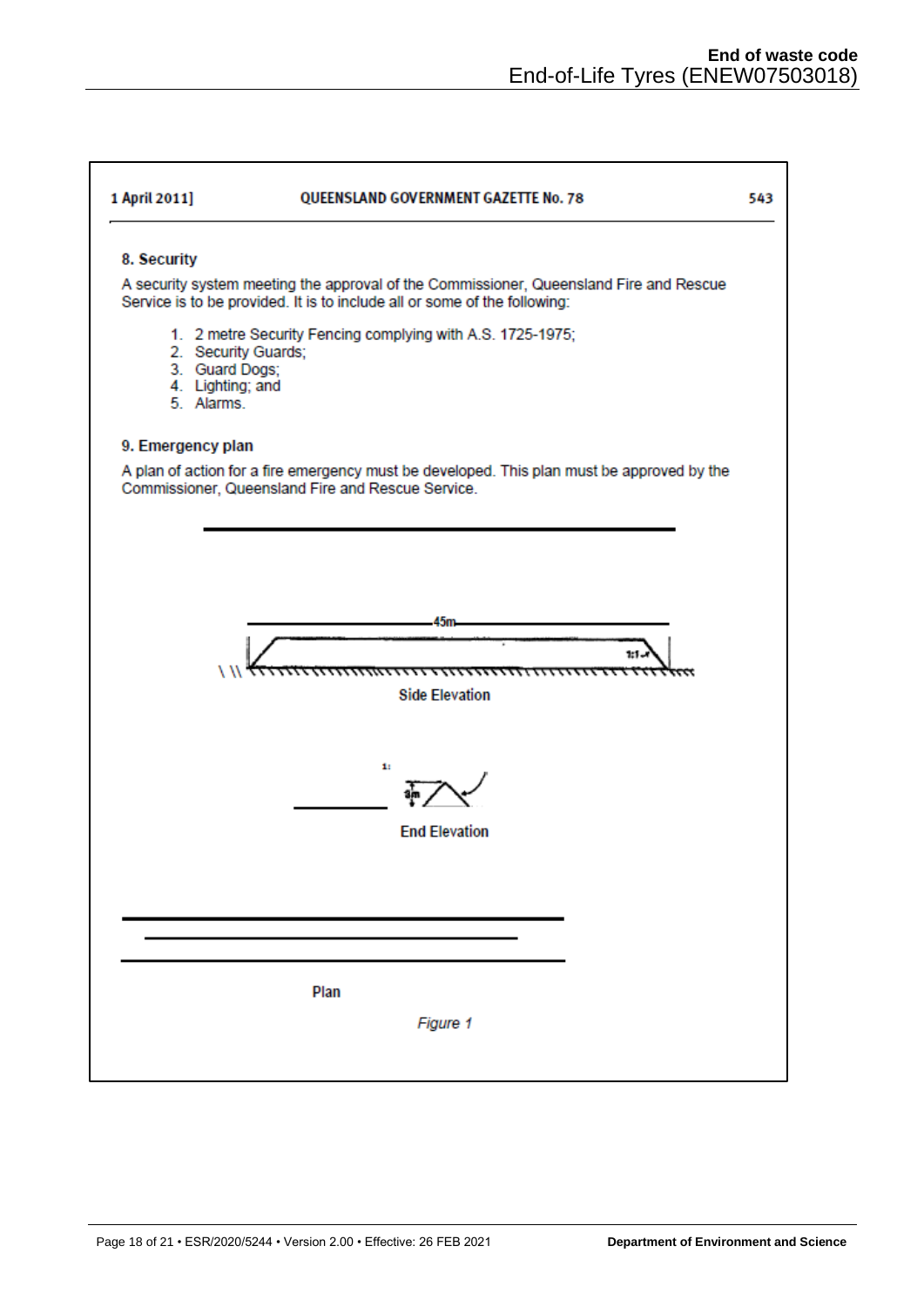1 April 2011] QUEENSLAND GOVERNMENT GAZETTE No. 78 543

### 8. Security

A security system meeting the approval of the Commissioner, Queensland Fire and Rescue Service is to be provided. It is to include all or some of the following:

1. 2 metre Security Fencing complying with A.S. 1725-1975;
2. Security Guards;
3. Guard Dogs;
4. Lighting; and
5. Alarms.

### 9. Emergency plan

A plan of action for a fire emergency must be developed. This plan must be approved by the Commissioner, Queensland Fire and Rescue Service.

45m

1:1

Side Elevation

1:

3m

End Elevation

Plan

*Figure 1*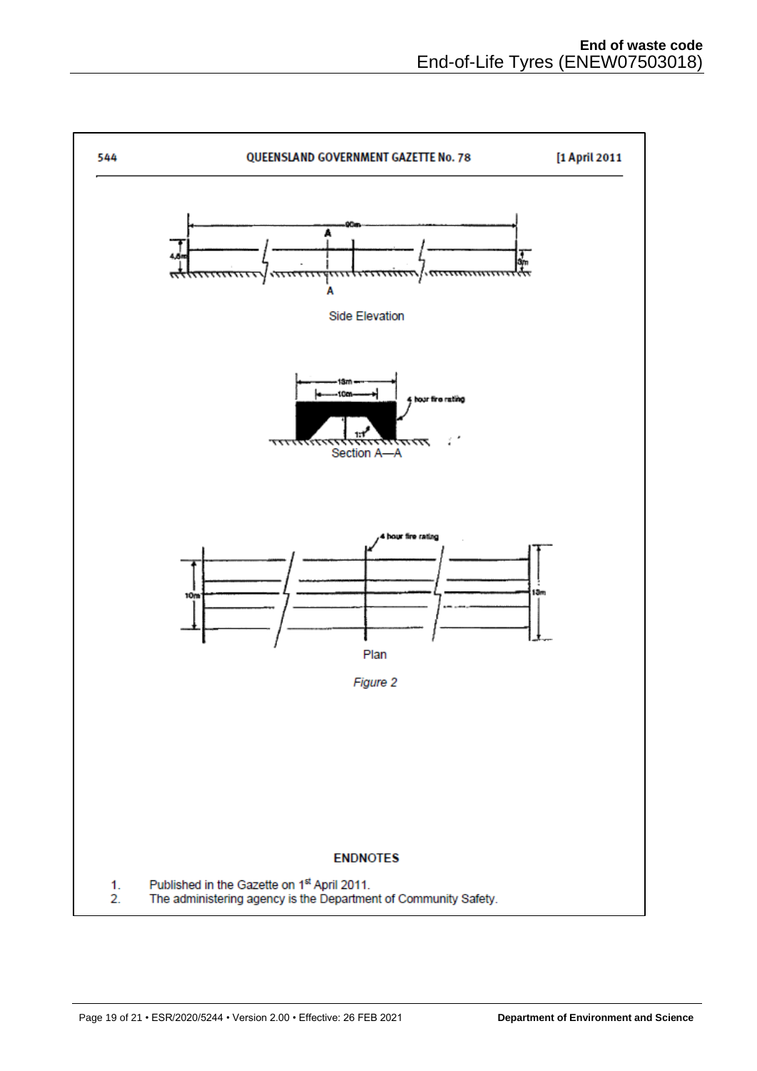544 QUEENSLAND GOVERNMENT GAZETTE No. 78 [1 April 2011

Side Elevation

Section A—A

Plan

*Figure 2*

**ENDNOTES**

1. Published in the Gazette on 1st April 2011.
2. The administering agency is the Department of Community Safety.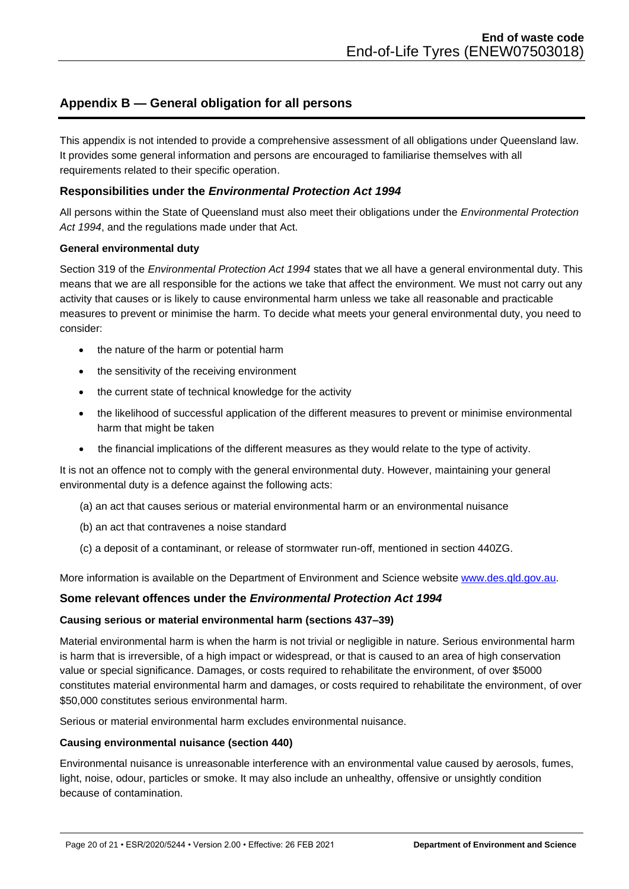## Appendix B — General obligation for all persons

This appendix is not intended to provide a comprehensive assessment of all obligations under Queensland law. It provides some general information and persons are encouraged to familiarise themselves with all requirements related to their specific operation.

### Responsibilities under the *Environmental Protection Act 1994*

All persons within the State of Queensland must also meet their obligations under the *Environmental Protection Act 1994*, and the regulations made under that Act.

#### General environmental duty

Section 319 of the *Environmental Protection Act 1994* states that we all have a general environmental duty. This means that we are all responsible for the actions we take that affect the environment. We must not carry out any activity that causes or is likely to cause environmental harm unless we take all reasonable and practicable measures to prevent or minimise the harm. To decide what meets your general environmental duty, you need to consider:

- the nature of the harm or potential harm
- the sensitivity of the receiving environment
- the current state of technical knowledge for the activity
- the likelihood of successful application of the different measures to prevent or minimise environmental harm that might be taken
- the financial implications of the different measures as they would relate to the type of activity.

It is not an offence not to comply with the general environmental duty. However, maintaining your general environmental duty is a defence against the following acts:

(a) an act that causes serious or material environmental harm or an environmental nuisance

(b) an act that contravenes a noise standard

(c) a deposit of a contaminant, or release of stormwater run-off, mentioned in section 440ZG.

More information is available on the Department of Environment and Science website [www.des.qld.gov.au](www.des.qld.gov.au).

### Some relevant offences under the *Environmental Protection Act 1994*

#### Causing serious or material environmental harm (sections 437–39)

Material environmental harm is when the harm is not trivial or negligible in nature. Serious environmental harm is harm that is irreversible, of a high impact or widespread, or that is caused to an area of high conservation value or special significance. Damages, or costs required to rehabilitate the environment, of over $5000 constitutes material environmental harm and damages, or costs required to rehabilitate the environment, of over $50,000 constitutes serious environmental harm.

Serious or material environmental harm excludes environmental nuisance.

#### Causing environmental nuisance (section 440)

Environmental nuisance is unreasonable interference with an environmental value caused by aerosols, fumes, light, noise, odour, particles or smoke. It may also include an unhealthy, offensive or unsightly condition because of contamination.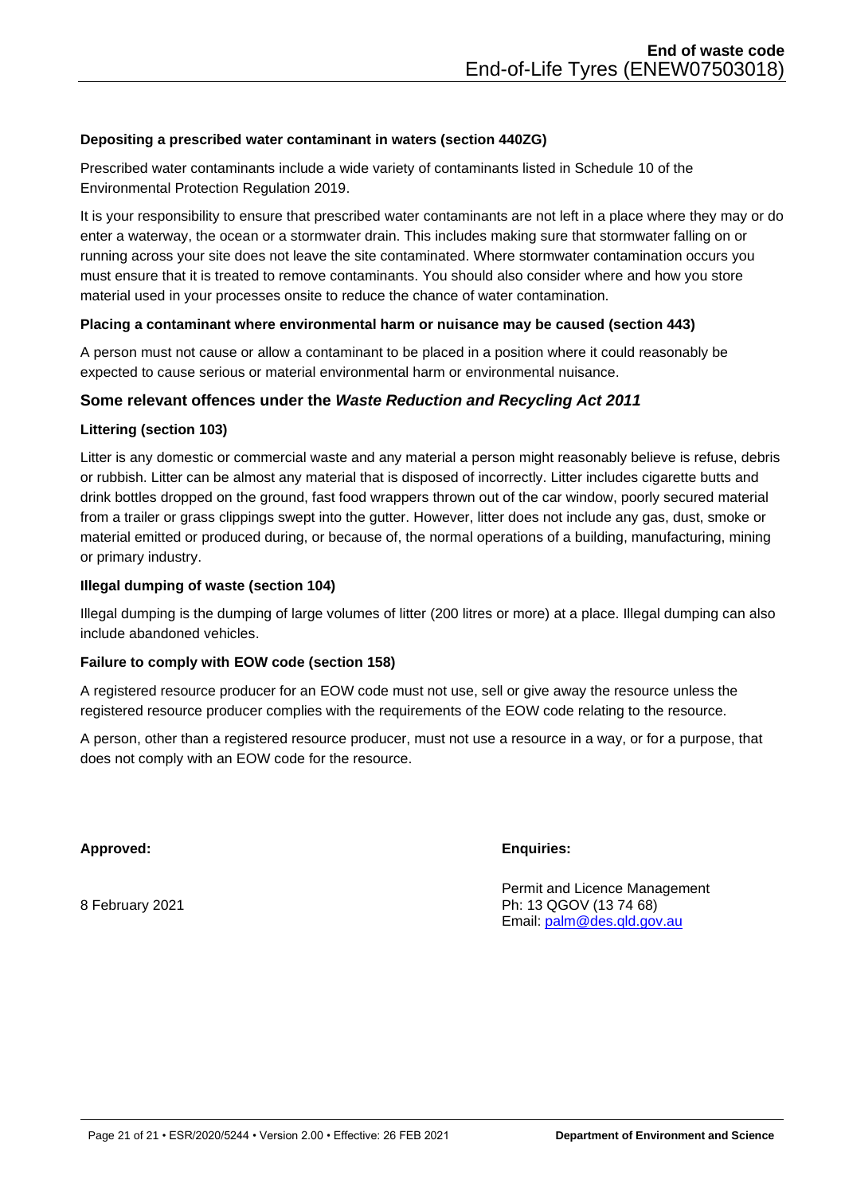**Depositing a prescribed water contaminant in waters (section 440ZG)**

Prescribed water contaminants include a wide variety of contaminants listed in Schedule 10 of the Environmental Protection Regulation 2019.

It is your responsibility to ensure that prescribed water contaminants are not left in a place where they may or do enter a waterway, the ocean or a stormwater drain. This includes making sure that stormwater falling on or running across your site does not leave the site contaminated. Where stormwater contamination occurs you must ensure that it is treated to remove contaminants. You should also consider where and how you store material used in your processes onsite to reduce the chance of water contamination.

**Placing a contaminant where environmental harm or nuisance may be caused (section 443)**

A person must not cause or allow a contaminant to be placed in a position where it could reasonably be expected to cause serious or material environmental harm or environmental nuisance.

## Some relevant offences under the *Waste Reduction and Recycling Act 2011*

**Littering (section 103)**

Litter is any domestic or commercial waste and any material a person might reasonably believe is refuse, debris or rubbish. Litter can be almost any material that is disposed of incorrectly. Litter includes cigarette butts and drink bottles dropped on the ground, fast food wrappers thrown out of the car window, poorly secured material from a trailer or grass clippings swept into the gutter. However, litter does not include any gas, dust, smoke or material emitted or produced during, or because of, the normal operations of a building, manufacturing, mining or primary industry.

**Illegal dumping of waste (section 104)**

Illegal dumping is the dumping of large volumes of litter (200 litres or more) at a place. Illegal dumping can also include abandoned vehicles.

**Failure to comply with EOW code (section 158)**

A registered resource producer for an EOW code must not use, sell or give away the resource unless the registered resource producer complies with the requirements of the EOW code relating to the resource.

A person, other than a registered resource producer, must not use a resource in a way, or for a purpose, that does not comply with an EOW code for the resource.

**Approved:**

8 February 2021

**Enquiries:**

Permit and Licence Management
Ph: 13 QGOV (13 74 68)
Email: palm@des.qld.gov.au